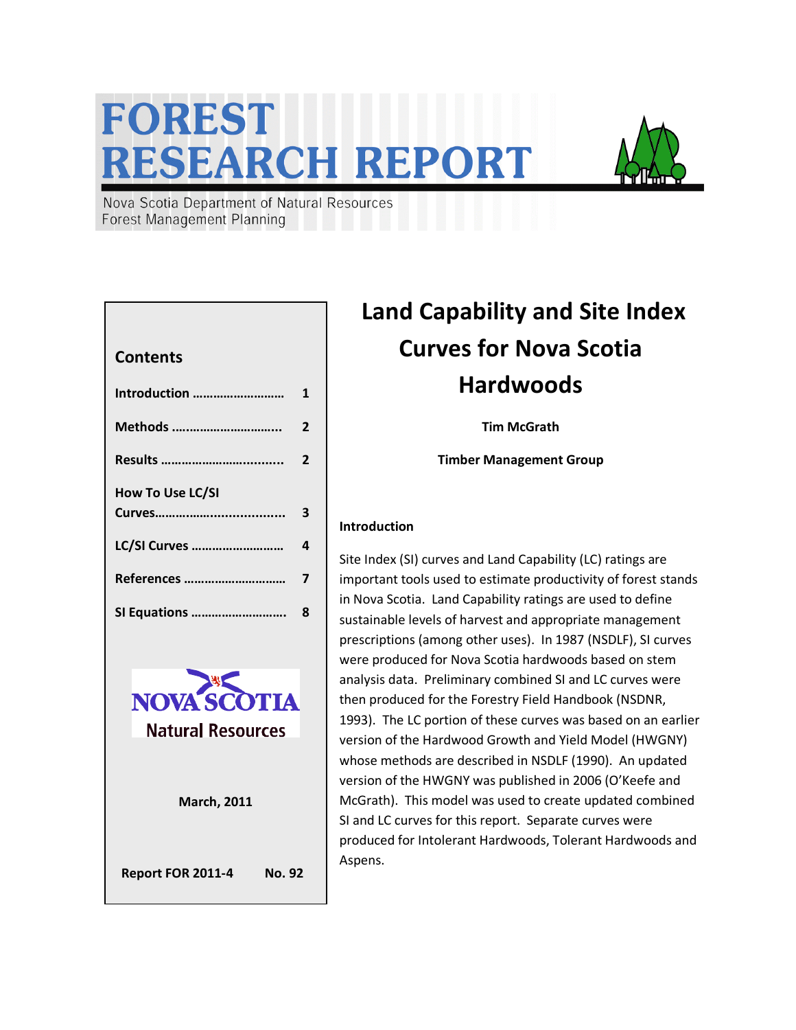# FOREST RESEARCH REPORT

Nova Scotia Department of Natural Resources
Forest Management Planning

## Contents

| | |
|---|---|
| Introduction .......................... | 1 |
| Methods ............................... | 2 |
| Results .................................. | 2 |
| How To Use LC/SI Curves.................................. | 3 |
| LC/SI Curves .......................... | 4 |
| References ............................ | 7 |
| SI Equations .......................... | 8 |

NOVA SCOTIA
Natural Resources

March, 2011

Report FOR 2011-4 No. 92

# Land Capability and Site Index Curves for Nova Scotia Hardwoods

**Tim McGrath**

**Timber Management Group**

### Introduction

Site Index (SI) curves and Land Capability (LC) ratings are important tools used to estimate productivity of forest stands in Nova Scotia. Land Capability ratings are used to define sustainable levels of harvest and appropriate management prescriptions (among other uses). In 1987 (NSDLF), SI curves were produced for Nova Scotia hardwoods based on stem analysis data. Preliminary combined SI and LC curves were then produced for the Forestry Field Handbook (NSDNR, 1993). The LC portion of these curves was based on an earlier version of the Hardwood Growth and Yield Model (HWGNY) whose methods are described in NSDLF (1990). An updated version of the HWGNY was published in 2006 (O'Keefe and McGrath). This model was used to create updated combined SI and LC curves for this report. Separate curves were produced for Intolerant Hardwoods, Tolerant Hardwoods and Aspens.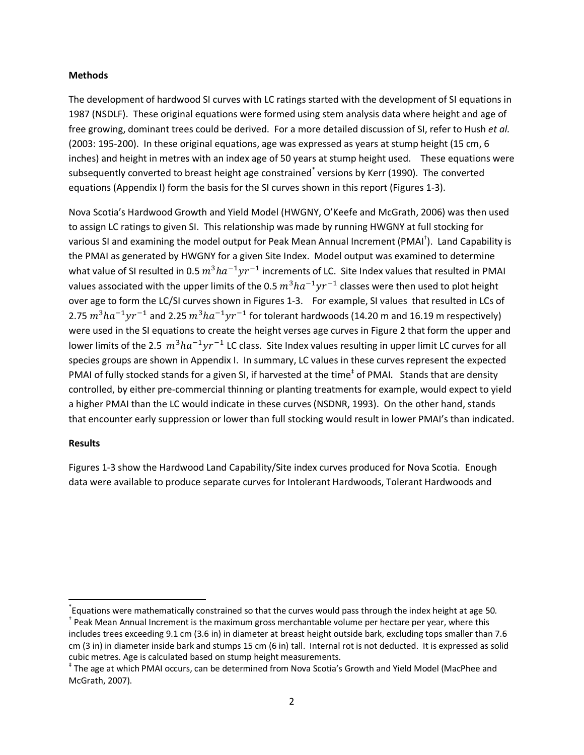**Methods**

The development of hardwood SI curves with LC ratings started with the development of SI equations in 1987 (NSDLF). These original equations were formed using stem analysis data where height and age of free growing, dominant trees could be derived. For a more detailed discussion of SI, refer to Hush *et al.* (2003: 195-200). In these original equations, age was expressed as years at stump height (15 cm, 6 inches) and height in metres with an index age of 50 years at stump height used. These equations were subsequently converted to breast height age constrained[*] versions by Kerr (1990). The converted equations (Appendix I) form the basis for the SI curves shown in this report (Figures 1-3).

Nova Scotia's Hardwood Growth and Yield Model (HWGNY, O'Keefe and McGrath, 2006) was then used to assign LC ratings to given SI. This relationship was made by running HWGNY at full stocking for various SI and examining the model output for Peak Mean Annual Increment (PMAI[†]). Land Capability is the PMAI as generated by HWGNY for a given Site Index. Model output was examined to determine what value of SI resulted in 0.5 $m^3ha^{-1}yr^{-1}$ increments of LC. Site Index values that resulted in PMAI values associated with the upper limits of the 0.5 $m^3ha^{-1}yr^{-1}$ classes were then used to plot height over age to form the LC/SI curves shown in Figures 1-3. For example, SI values that resulted in LCs of 2.75 $m^3ha^{-1}yr^{-1}$ and 2.25 $m^3ha^{-1}yr^{-1}$ for tolerant hardwoods (14.20 m and 16.19 m respectively) were used in the SI equations to create the height verses age curves in Figure 2 that form the upper and lower limits of the 2.5 $m^3ha^{-1}yr^{-1}$ LC class. Site Index values resulting in upper limit LC curves for all species groups are shown in Appendix I. In summary, LC values in these curves represent the expected PMAI of fully stocked stands for a given SI, if harvested at the time[‡] of PMAI. Stands that are density controlled, by either pre-commercial thinning or planting treatments for example, would expect to yield a higher PMAI than the LC would indicate in these curves (NSDNR, 1993). On the other hand, stands that encounter early suppression or lower than full stocking would result in lower PMAI's than indicated.

**Results**

Figures 1-3 show the Hardwood Land Capability/Site index curves produced for Nova Scotia. Enough data were available to produce separate curves for Intolerant Hardwoods, Tolerant Hardwoods and

---

[*] Equations were mathematically constrained so that the curves would pass through the index height at age 50.

[†] Peak Mean Annual Increment is the maximum gross merchantable volume per hectare per year, where this includes trees exceeding 9.1 cm (3.6 in) in diameter at breast height outside bark, excluding tops smaller than 7.6 cm (3 in) in diameter inside bark and stumps 15 cm (6 in) tall. Internal rot is not deducted. It is expressed as solid cubic metres. Age is calculated based on stump height measurements.

[‡] The age at which PMAI occurs, can be determined from Nova Scotia's Growth and Yield Model (MacPhee and McGrath, 2007).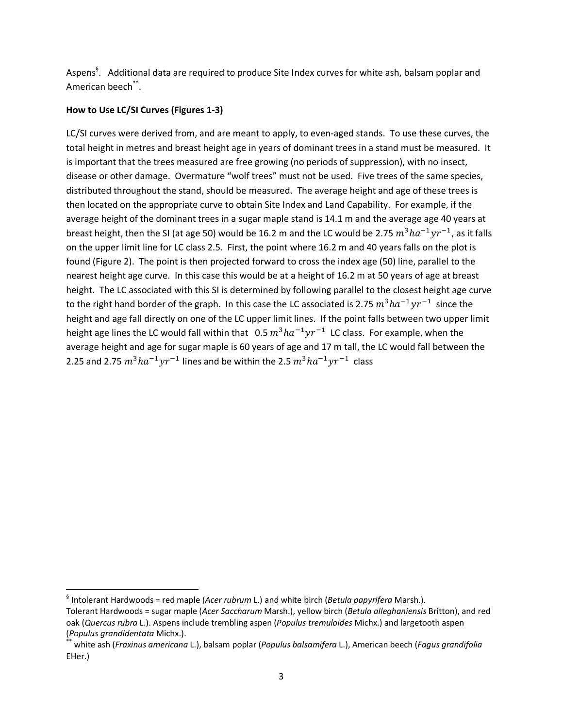Aspens[§]. Additional data are required to produce Site Index curves for white ash, balsam poplar and American beech[**].

**How to Use LC/SI Curves (Figures 1-3)**

LC/SI curves were derived from, and are meant to apply, to even-aged stands. To use these curves, the total height in metres and breast height age in years of dominant trees in a stand must be measured. It is important that the trees measured are free growing (no periods of suppression), with no insect, disease or other damage. Overmature "wolf trees" must not be used. Five trees of the same species, distributed throughout the stand, should be measured. The average height and age of these trees is then located on the appropriate curve to obtain Site Index and Land Capability. For example, if the average height of the dominant trees in a sugar maple stand is 14.1 m and the average age 40 years at breast height, then the SI (at age 50) would be 16.2 m and the LC would be 2.75 $m^3ha^{-1}yr^{-1}$, as it falls on the upper limit line for LC class 2.5. First, the point where 16.2 m and 40 years falls on the plot is found (Figure 2). The point is then projected forward to cross the index age (50) line, parallel to the nearest height age curve. In this case this would be at a height of 16.2 m at 50 years of age at breast height. The LC associated with this SI is determined by following parallel to the closest height age curve to the right hand border of the graph. In this case the LC associated is 2.75 $m^3ha^{-1}yr^{-1}$ since the height and age fall directly on one of the LC upper limit lines. If the point falls between two upper limit height age lines the LC would fall within that 0.5 $m^3ha^{-1}yr^{-1}$ LC class. For example, when the average height and age for sugar maple is 60 years of age and 17 m tall, the LC would fall between the 2.25 and 2.75 $m^3ha^{-1}yr^{-1}$ lines and be within the 2.5 $m^3ha^{-1}yr^{-1}$ class

---

[§] Intolerant Hardwoods = red maple (*Acer rubrum* L.) and white birch (*Betula papyrifera* Marsh.).
Tolerant Hardwoods = sugar maple (*Acer Saccharum* Marsh.), yellow birch (*Betula alleghaniensis* Britton), and red oak (*Quercus rubra* L.). Aspens include trembling aspen (*Populus tremuloides* Michx.) and largetooth aspen (*Populus grandidentata* Michx.).

[**] white ash (*Fraxinus americana* L.), balsam poplar (*Populus balsamifera* L.), American beech (*Fagus grandifolia* EHer.)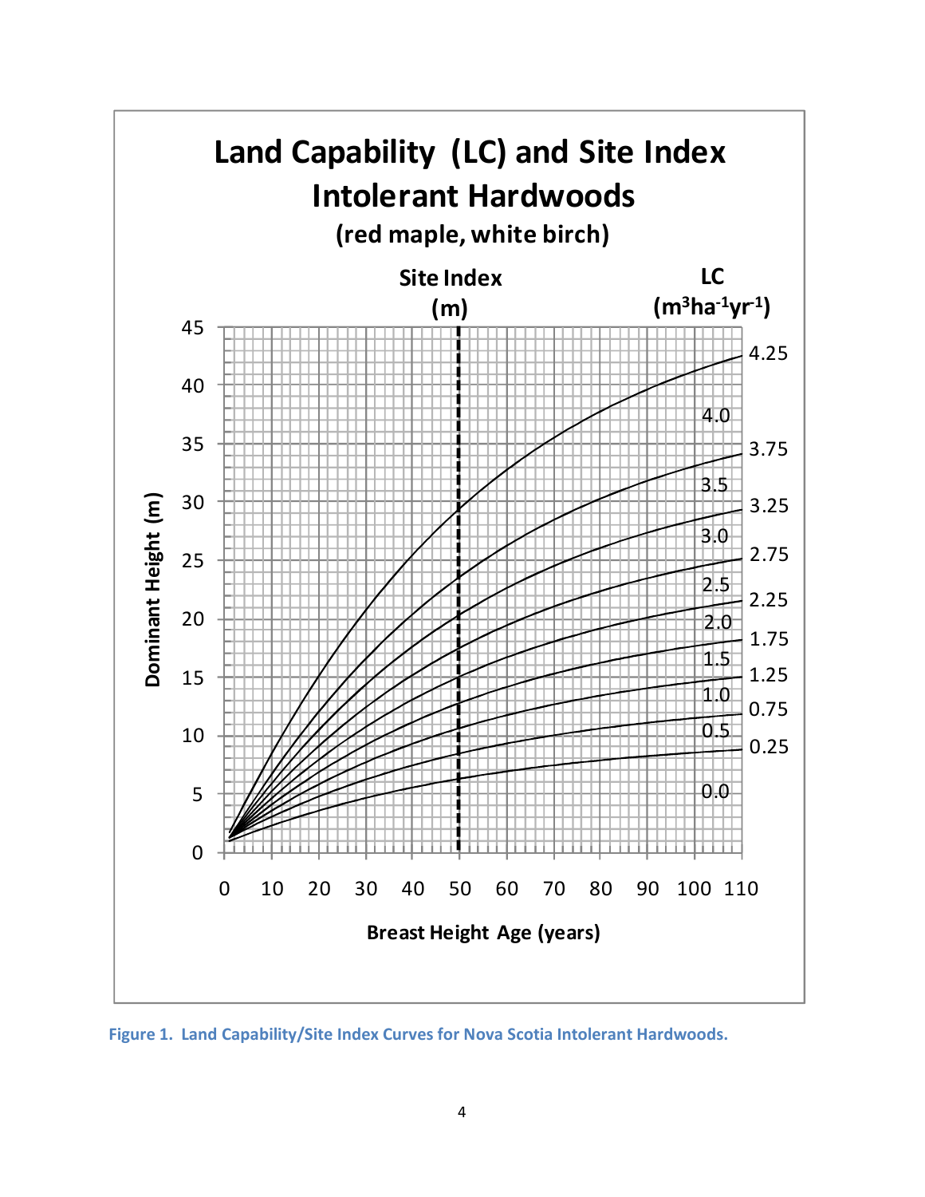**Land Capability (LC) and Site Index Intolerant Hardwoods**

**(red maple, white birch)**

Site Index (m)

LC ($m^3ha^{-1}yr^{-1}$)

Dominant Height (m)

Breast Height Age (years)

Figure 1. Land Capability/Site Index Curves for Nova Scotia Intolerant Hardwoods.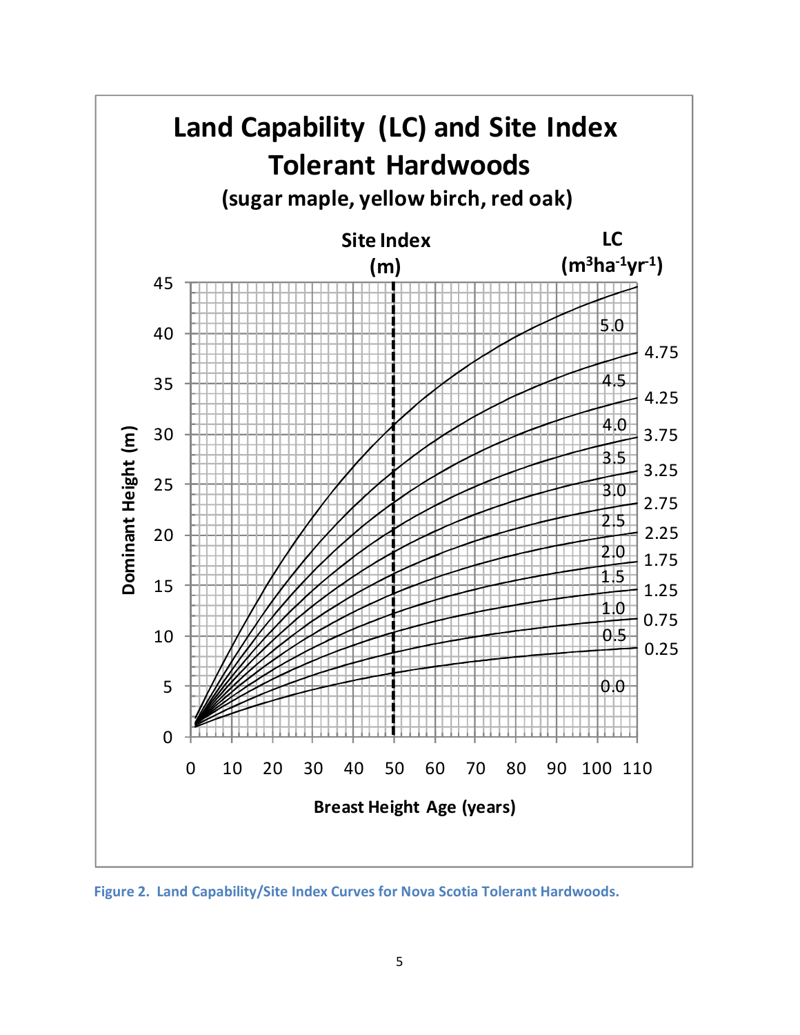**Land Capability (LC) and Site Index Tolerant Hardwoods**

**(sugar maple, yellow birch, red oak)**

**Site Index (m)**

**LC ($m^3ha^{-1}yr^{-1}$)**

**Dominant Height (m)**

**Breast Height Age (years)**

Figure 2. Land Capability/Site Index Curves for Nova Scotia Tolerant Hardwoods.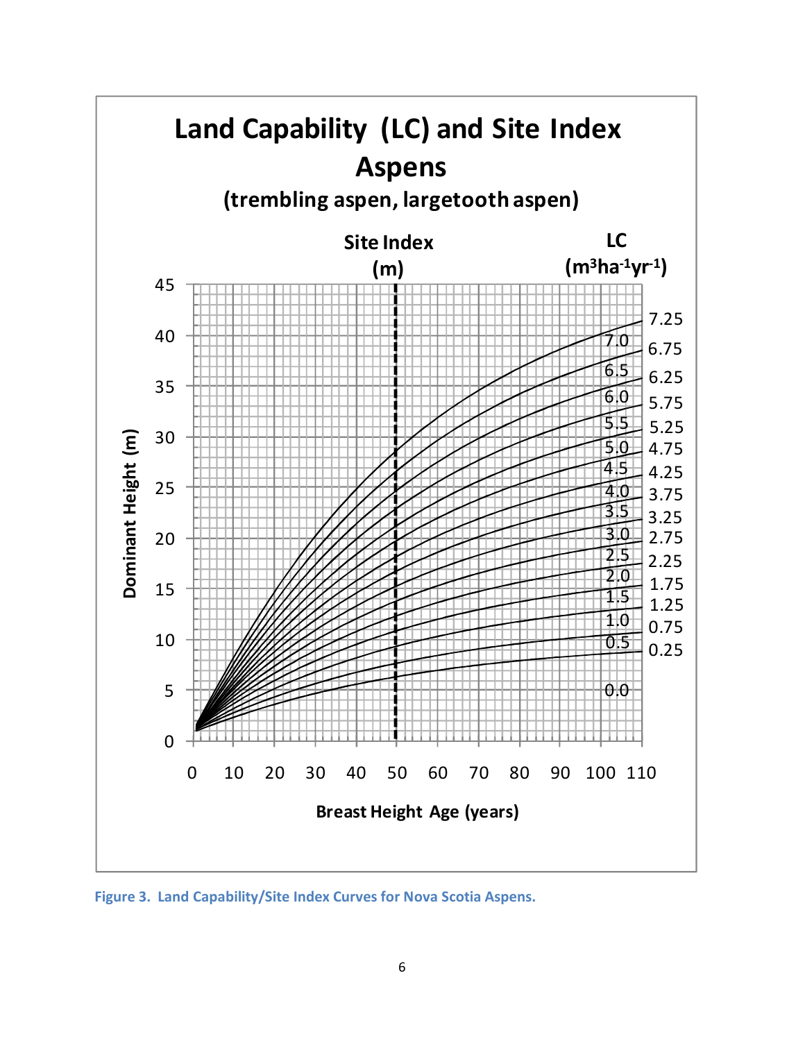Figure 3. Land Capability/Site Index Curves for Nova Scotia Aspens.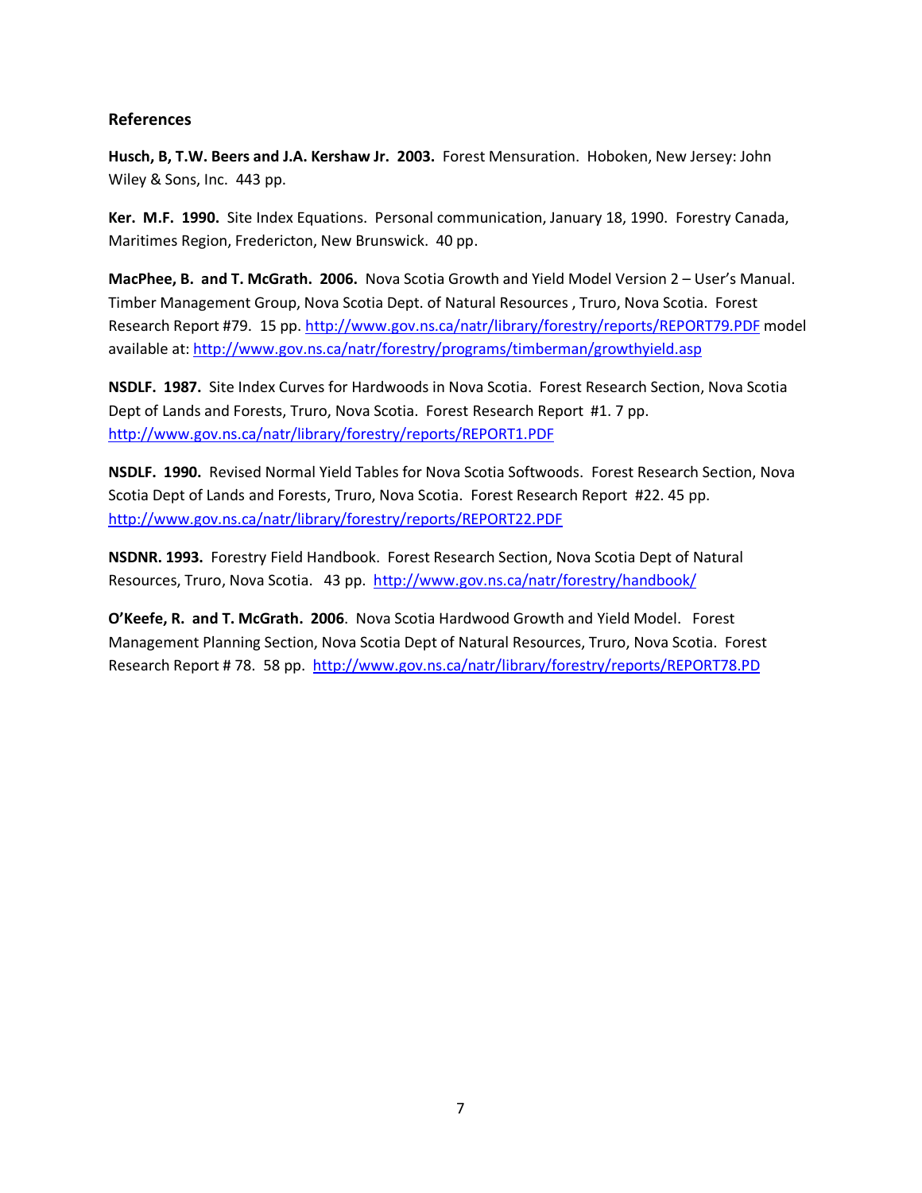## References

**Husch, B, T.W. Beers and J.A. Kershaw Jr. 2003.** Forest Mensuration. Hoboken, New Jersey: John Wiley & Sons, Inc. 443 pp.

**Ker. M.F. 1990.** Site Index Equations. Personal communication, January 18, 1990. Forestry Canada, Maritimes Region, Fredericton, New Brunswick. 40 pp.

**MacPhee, B. and T. McGrath. 2006.** Nova Scotia Growth and Yield Model Version 2 – User's Manual. Timber Management Group, Nova Scotia Dept. of Natural Resources , Truro, Nova Scotia. Forest Research Report #79. 15 pp. http://www.gov.ns.ca/natr/library/forestry/reports/REPORT79.PDF model available at: http://www.gov.ns.ca/natr/forestry/programs/timberman/growthyield.asp

**NSDLF. 1987.** Site Index Curves for Hardwoods in Nova Scotia. Forest Research Section, Nova Scotia Dept of Lands and Forests, Truro, Nova Scotia. Forest Research Report #1. 7 pp. http://www.gov.ns.ca/natr/library/forestry/reports/REPORT1.PDF

**NSDLF. 1990.** Revised Normal Yield Tables for Nova Scotia Softwoods. Forest Research Section, Nova Scotia Dept of Lands and Forests, Truro, Nova Scotia. Forest Research Report #22. 45 pp. http://www.gov.ns.ca/natr/library/forestry/reports/REPORT22.PDF

**NSDNR. 1993.** Forestry Field Handbook. Forest Research Section, Nova Scotia Dept of Natural Resources, Truro, Nova Scotia. 43 pp. http://www.gov.ns.ca/natr/forestry/handbook/

**O'Keefe, R. and T. McGrath. 2006**. Nova Scotia Hardwood Growth and Yield Model. Forest Management Planning Section, Nova Scotia Dept of Natural Resources, Truro, Nova Scotia. Forest Research Report # 78. 58 pp. http://www.gov.ns.ca/natr/library/forestry/reports/REPORT78.PD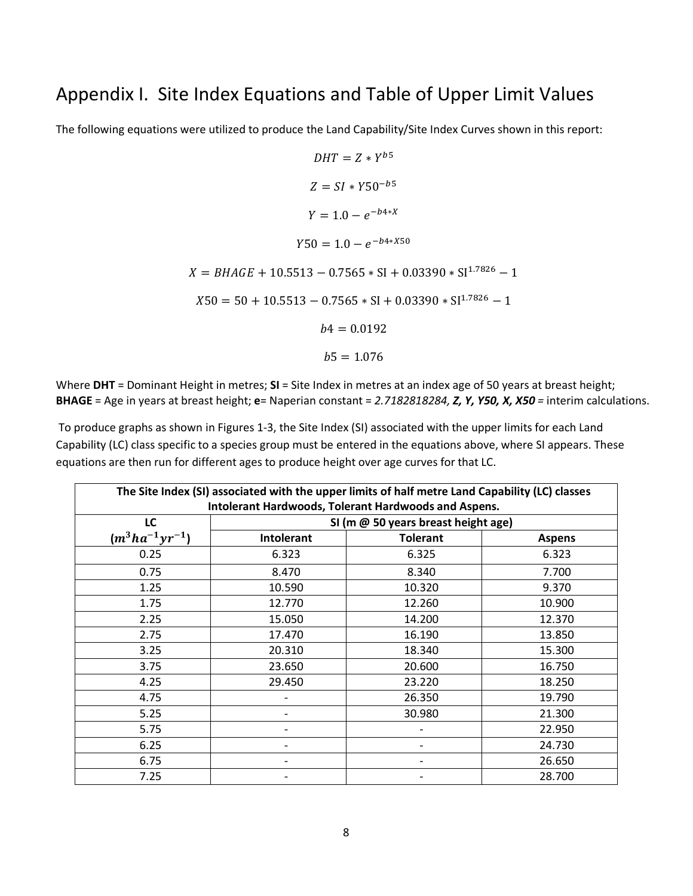# Appendix I. Site Index Equations and Table of Upper Limit Values

The following equations were utilized to produce the Land Capability/Site Index Curves shown in this report:

$$DHT = Z * Y^{b5}$$

$$Z = SI * Y50^{-b5}$$

$$Y = 1.0 - e^{-b4*X}$$

$$Y50 = 1.0 - e^{-b4*X50}$$

$$X = BHAGE + 10.5513 - 0.7565 * \mathrm{SI} + 0.03390 * \mathrm{SI}^{1.7826} - 1$$

$$X50 = 50 + 10.5513 - 0.7565 * \mathrm{SI} + 0.03390 * \mathrm{SI}^{1.7826} - 1$$

$$b4 = 0.0192$$

$$b5 = 1.076$$

Where **DHT** = Dominant Height in metres; **SI** = Site Index in metres at an index age of 50 years at breast height; **BHAGE** = Age in years at breast height; **e**= Naperian constant = *2.7182818284*, ***Z, Y, Y50, X, X50*** = interim calculations.

To produce graphs as shown in Figures 1-3, the Site Index (SI) associated with the upper limits for each Land Capability (LC) class specific to a species group must be entered in the equations above, where SI appears. These equations are then run for different ages to produce height over age curves for that LC.

| **The Site Index (SI) associated with the upper limits of half metre Land Capability (LC) classes Intolerant Hardwoods, Tolerant Hardwoods and Aspens.** | | | |
|---|---|---|---|
| **LC** $(m^3 ha^{-1} yr^{-1})$ | **SI (m @ 50 years breast height age)** | | |
| | **Intolerant** | **Tolerant** | **Aspens** |
| 0.25 | 6.323 | 6.325 | 6.323 |
| 0.75 | 8.470 | 8.340 | 7.700 |
| 1.25 | 10.590 | 10.320 | 9.370 |
| 1.75 | 12.770 | 12.260 | 10.900 |
| 2.25 | 15.050 | 14.200 | 12.370 |
| 2.75 | 17.470 | 16.190 | 13.850 |
| 3.25 | 20.310 | 18.340 | 15.300 |
| 3.75 | 23.650 | 20.600 | 16.750 |
| 4.25 | 29.450 | 23.220 | 18.250 |
| 4.75 | - | 26.350 | 19.790 |
| 5.25 | - | 30.980 | 21.300 |
| 5.75 | - | - | 22.950 |
| 6.25 | - | - | 24.730 |
| 6.75 | - | - | 26.650 |
| 7.25 | - | - | 28.700 |